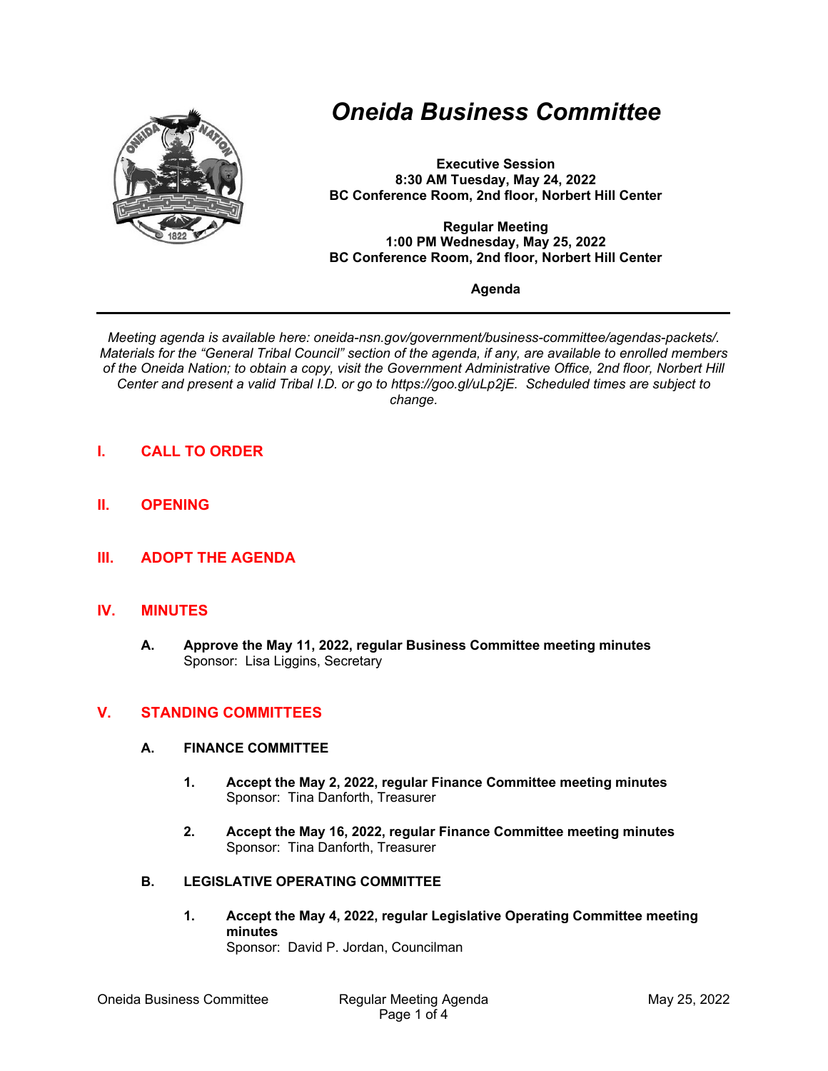# Oneida Business Committee

**Executive Session**
**8:30 AM Tuesday, May 24, 2022**
**BC Conference Room, 2nd floor, Norbert Hill Center**

**Regular Meeting**
**1:00 PM Wednesday, May 25, 2022**
**BC Conference Room, 2nd floor, Norbert Hill Center**

**Agenda**

---

*Meeting agenda is available here: oneida-nsn.gov/government/business-committee/agendas-packets/. Materials for the "General Tribal Council" section of the agenda, if any, are available to enrolled members of the Oneida Nation; to obtain a copy, visit the Government Administrative Office, 2nd floor, Norbert Hill Center and present a valid Tribal I.D. or go to https://goo.gl/uLp2jE. Scheduled times are subject to change.*

## I. CALL TO ORDER

## II. OPENING

## III. ADOPT THE AGENDA

## IV. MINUTES

**A. Approve the May 11, 2022, regular Business Committee meeting minutes**
Sponsor: Lisa Liggins, Secretary

## V. STANDING COMMITTEES

### A. FINANCE COMMITTEE

1. **Accept the May 2, 2022, regular Finance Committee meeting minutes**
   Sponsor: Tina Danforth, Treasurer

2. **Accept the May 16, 2022, regular Finance Committee meeting minutes**
   Sponsor: Tina Danforth, Treasurer

### B. LEGISLATIVE OPERATING COMMITTEE

1. **Accept the May 4, 2022, regular Legislative Operating Committee meeting minutes**
   Sponsor: David P. Jordan, Councilman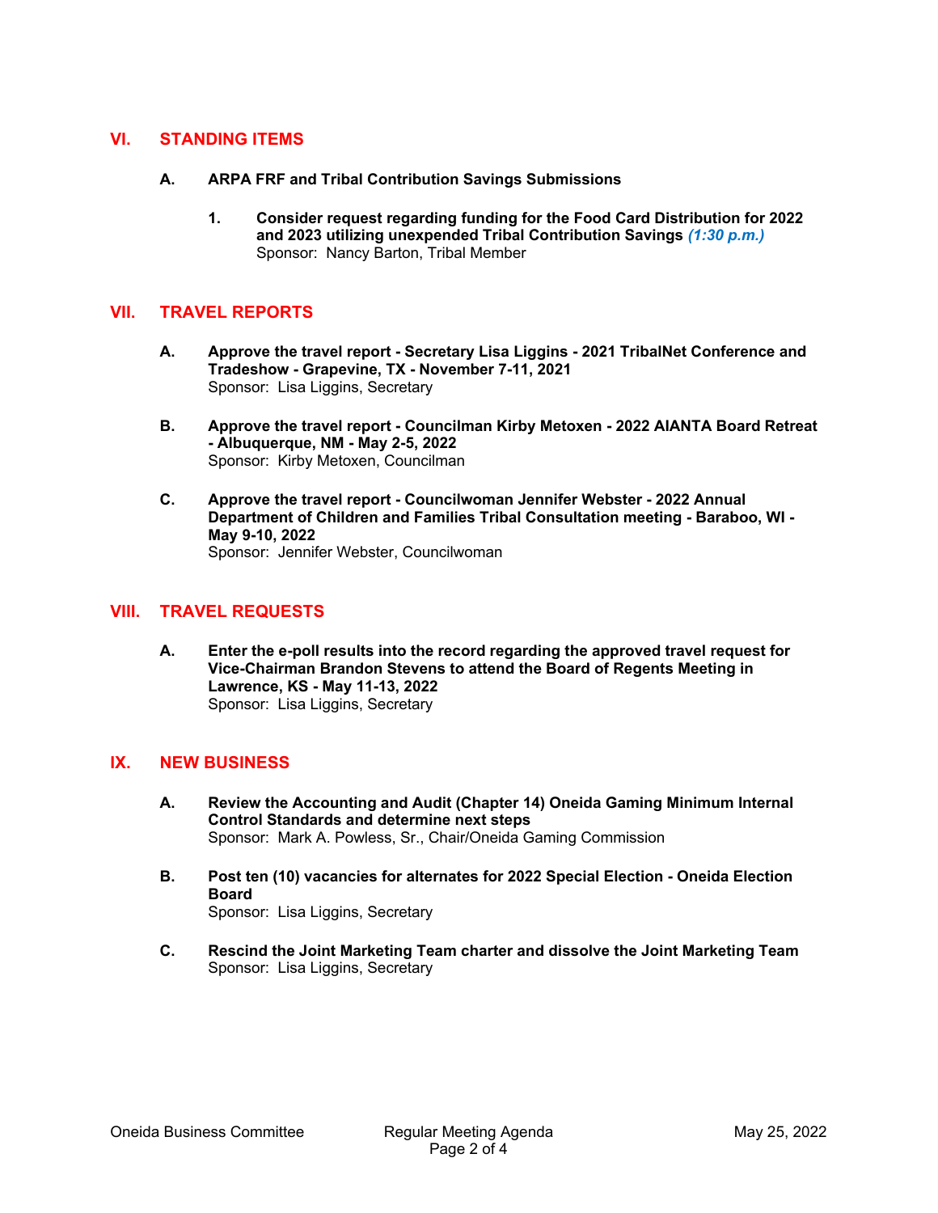## VI. STANDING ITEMS

### A. ARPA FRF and Tribal Contribution Savings Submissions

1. **Consider request regarding funding for the Food Card Distribution for 2022 and 2023 utilizing unexpended Tribal Contribution Savings** *(1:30 p.m.)*
   Sponsor: Nancy Barton, Tribal Member

## VII. TRAVEL REPORTS

**A. Approve the travel report - Secretary Lisa Liggins - 2021 TribalNet Conference and Tradeshow - Grapevine, TX - November 7-11, 2021**
Sponsor: Lisa Liggins, Secretary

**B. Approve the travel report - Councilman Kirby Metoxen - 2022 AIANTA Board Retreat - Albuquerque, NM - May 2-5, 2022**
Sponsor: Kirby Metoxen, Councilman

**C. Approve the travel report - Councilwoman Jennifer Webster - 2022 Annual Department of Children and Families Tribal Consultation meeting - Baraboo, WI - May 9-10, 2022**
Sponsor: Jennifer Webster, Councilwoman

## VIII. TRAVEL REQUESTS

**A. Enter the e-poll results into the record regarding the approved travel request for Vice-Chairman Brandon Stevens to attend the Board of Regents Meeting in Lawrence, KS - May 11-13, 2022**
Sponsor: Lisa Liggins, Secretary

## IX. NEW BUSINESS

**A. Review the Accounting and Audit (Chapter 14) Oneida Gaming Minimum Internal Control Standards and determine next steps**
Sponsor: Mark A. Powless, Sr., Chair/Oneida Gaming Commission

**B. Post ten (10) vacancies for alternates for 2022 Special Election - Oneida Election Board**
Sponsor: Lisa Liggins, Secretary

**C. Rescind the Joint Marketing Team charter and dissolve the Joint Marketing Team**
Sponsor: Lisa Liggins, Secretary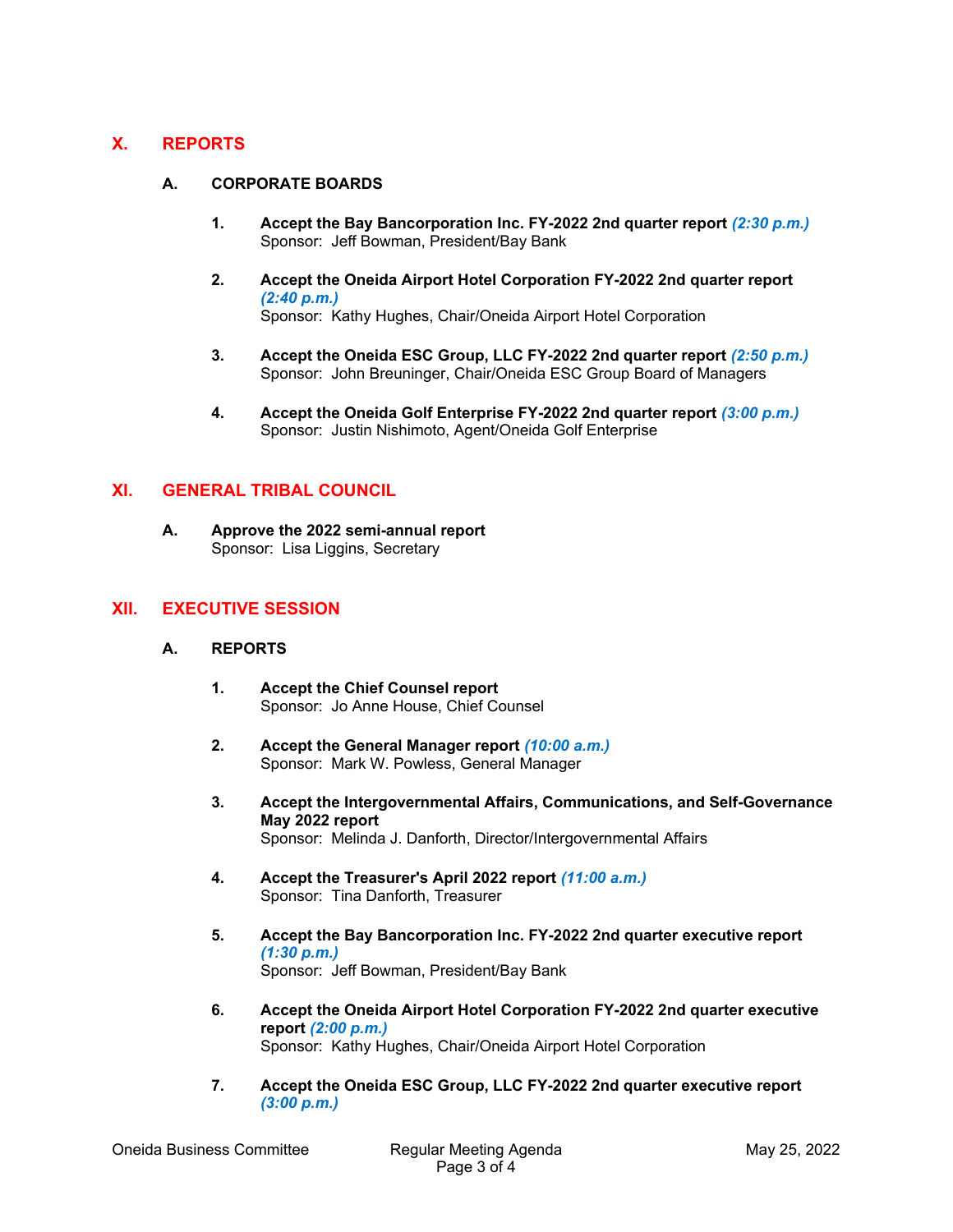## X. REPORTS

### A. CORPORATE BOARDS

1. **Accept the Bay Bancorporation Inc. FY-2022 2nd quarter report** ***(2:30 p.m.)***
   Sponsor: Jeff Bowman, President/Bay Bank

2. **Accept the Oneida Airport Hotel Corporation FY-2022 2nd quarter report** ***(2:40 p.m.)***
   Sponsor: Kathy Hughes, Chair/Oneida Airport Hotel Corporation

3. **Accept the Oneida ESC Group, LLC FY-2022 2nd quarter report** ***(2:50 p.m.)***
   Sponsor: John Breuninger, Chair/Oneida ESC Group Board of Managers

4. **Accept the Oneida Golf Enterprise FY-2022 2nd quarter report** ***(3:00 p.m.)***
   Sponsor: Justin Nishimoto, Agent/Oneida Golf Enterprise

## XI. GENERAL TRIBAL COUNCIL

**A. Approve the 2022 semi-annual report**
Sponsor: Lisa Liggins, Secretary

## XII. EXECUTIVE SESSION

### A. REPORTS

1. **Accept the Chief Counsel report**
   Sponsor: Jo Anne House, Chief Counsel

2. **Accept the General Manager report** ***(10:00 a.m.)***
   Sponsor: Mark W. Powless, General Manager

3. **Accept the Intergovernmental Affairs, Communications, and Self-Governance May 2022 report**
   Sponsor: Melinda J. Danforth, Director/Intergovernmental Affairs

4. **Accept the Treasurer's April 2022 report** ***(11:00 a.m.)***
   Sponsor: Tina Danforth, Treasurer

5. **Accept the Bay Bancorporation Inc. FY-2022 2nd quarter executive report** ***(1:30 p.m.)***
   Sponsor: Jeff Bowman, President/Bay Bank

6. **Accept the Oneida Airport Hotel Corporation FY-2022 2nd quarter executive report** ***(2:00 p.m.)***
   Sponsor: Kathy Hughes, Chair/Oneida Airport Hotel Corporation

7. **Accept the Oneida ESC Group, LLC FY-2022 2nd quarter executive report** ***(3:00 p.m.)***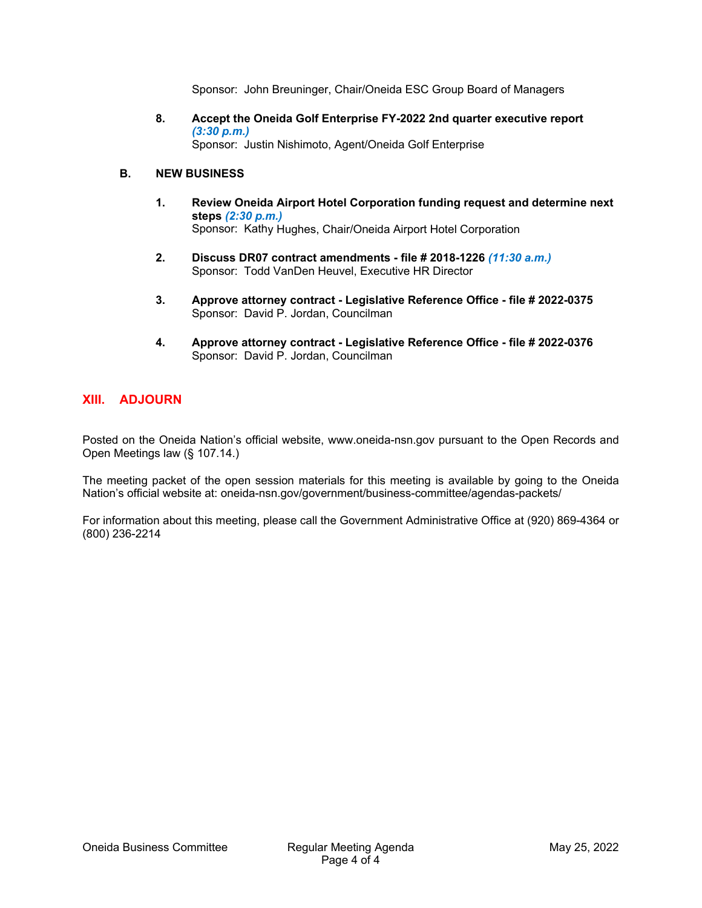Sponsor: John Breuninger, Chair/Oneida ESC Group Board of Managers

8. **Accept the Oneida Golf Enterprise FY-2022 2nd quarter executive report** ***(3:30 p.m.)***
   Sponsor: Justin Nishimoto, Agent/Oneida Golf Enterprise

### B. NEW BUSINESS

1. **Review Oneida Airport Hotel Corporation funding request and determine next steps** ***(2:30 p.m.)***
   Sponsor: Kathy Hughes, Chair/Oneida Airport Hotel Corporation

2. **Discuss DR07 contract amendments - file # 2018-1226** ***(11:30 a.m.)***
   Sponsor: Todd VanDen Heuvel, Executive HR Director

3. **Approve attorney contract - Legislative Reference Office - file # 2022-0375**
   Sponsor: David P. Jordan, Councilman

4. **Approve attorney contract - Legislative Reference Office - file # 2022-0376**
   Sponsor: David P. Jordan, Councilman

## XIII. ADJOURN

Posted on the Oneida Nation's official website, www.oneida-nsn.gov pursuant to the Open Records and Open Meetings law (§ 107.14.)

The meeting packet of the open session materials for this meeting is available by going to the Oneida Nation's official website at: oneida-nsn.gov/government/business-committee/agendas-packets/

For information about this meeting, please call the Government Administrative Office at (920) 869-4364 or (800) 236-2214